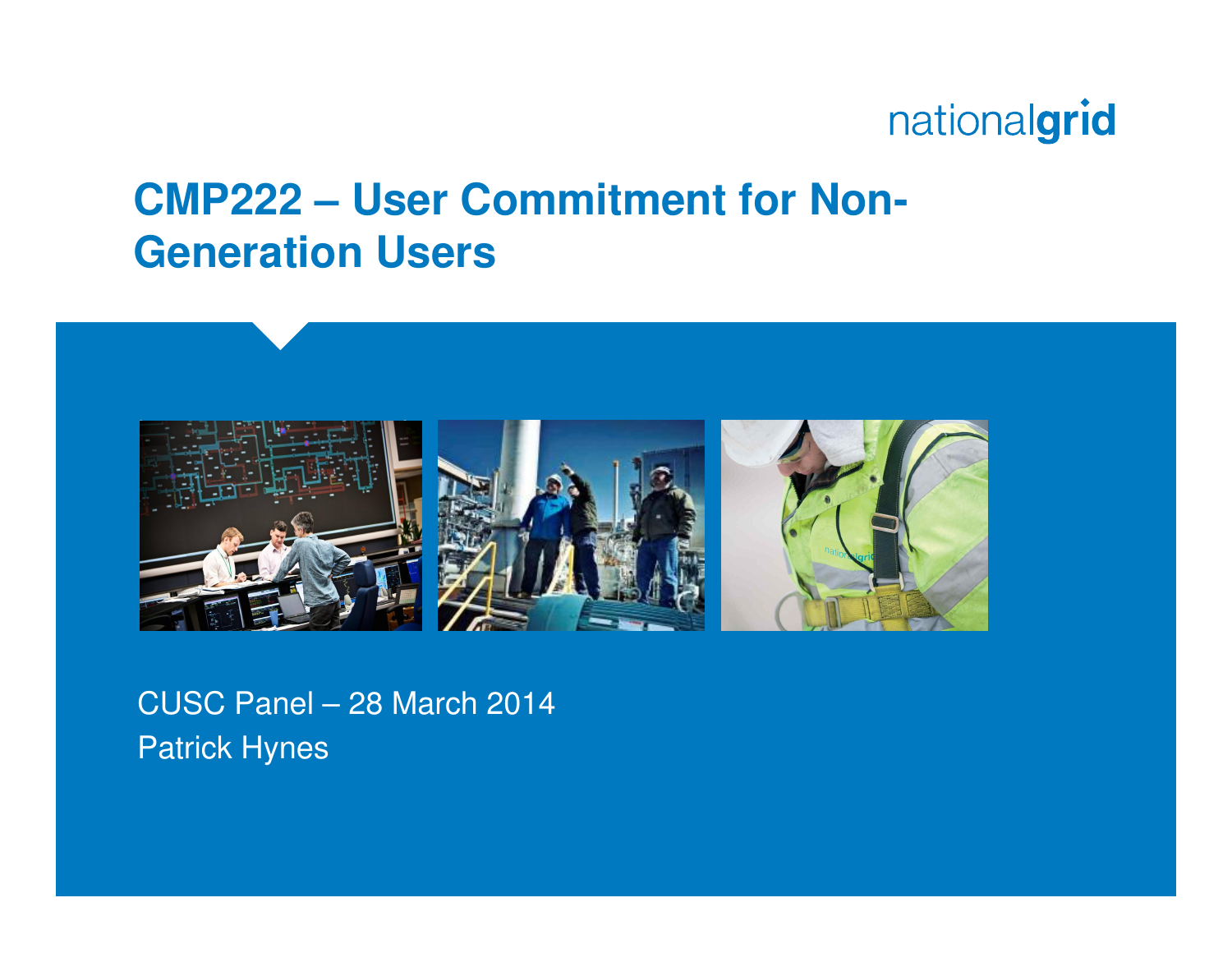nationalgrid

# CMP222 – User Commitment for Non-Generation Users

CUSC Panel – 28 March 2014

Patrick Hynes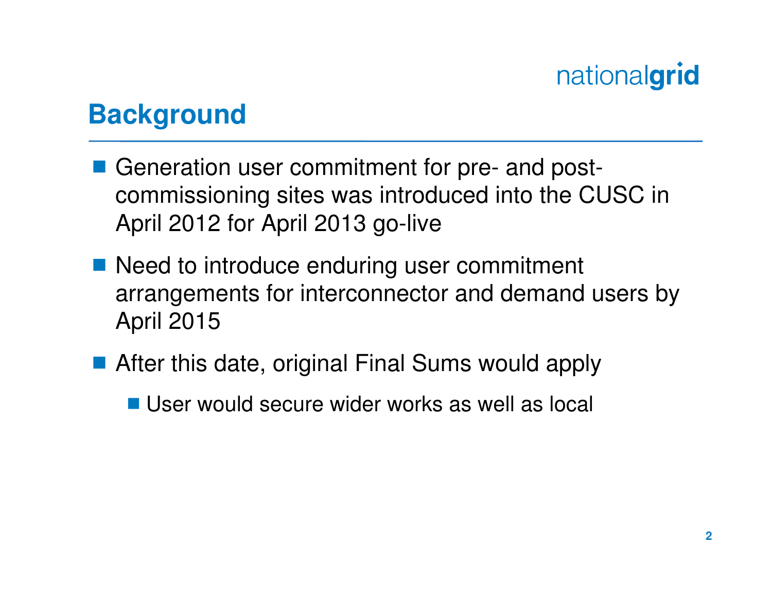## Background

- Generation user commitment for pre- and post-commissioning sites was introduced into the CUSC in April 2012 for April 2013 go-live
- Need to introduce enduring user commitment arrangements for interconnector and demand users by April 2015
- After this date, original Final Sums would apply
  - User would secure wider works as well as local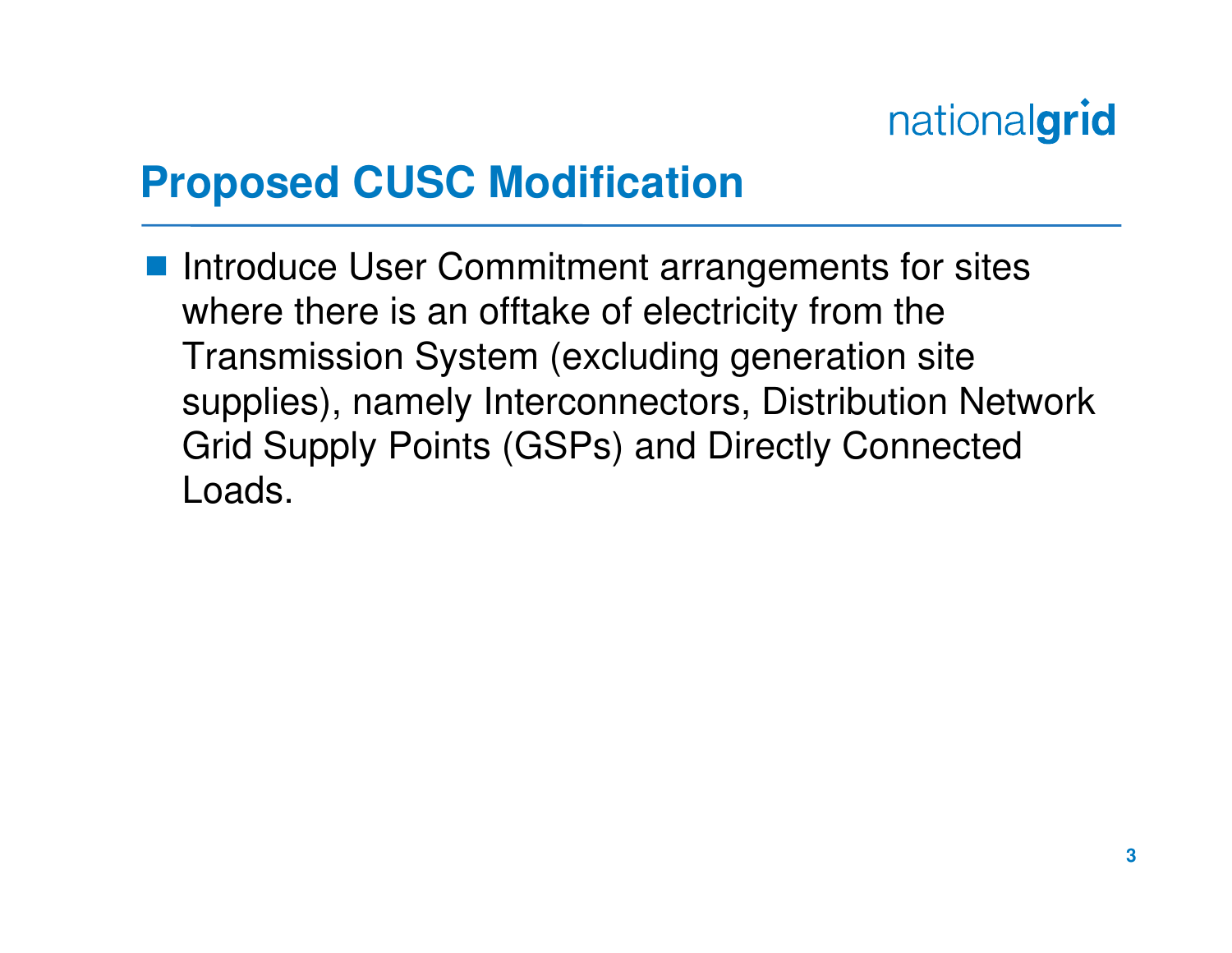# Proposed CUSC Modification

- Introduce User Commitment arrangements for sites where there is an offtake of electricity from the Transmission System (excluding generation site supplies), namely Interconnectors, Distribution Network Grid Supply Points (GSPs) and Directly Connected Loads.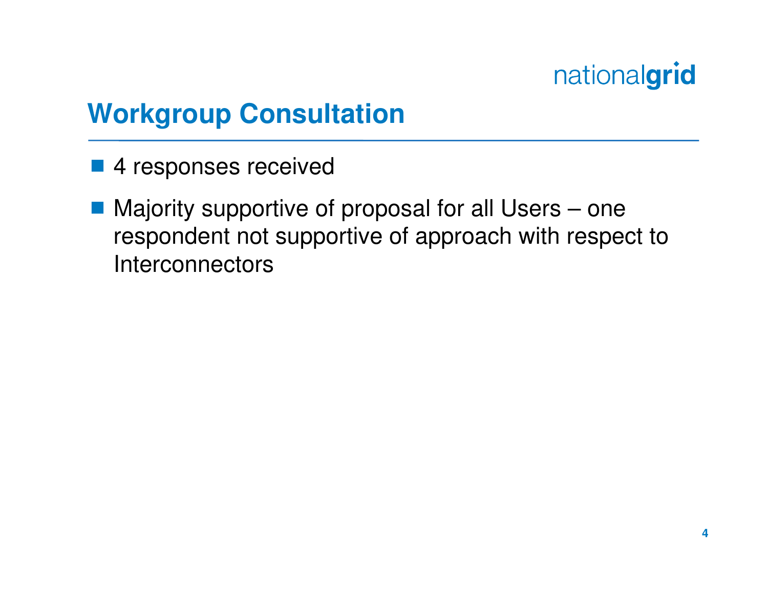# Workgroup Consultation

- 4 responses received
- Majority supportive of proposal for all Users – one respondent not supportive of approach with respect to Interconnectors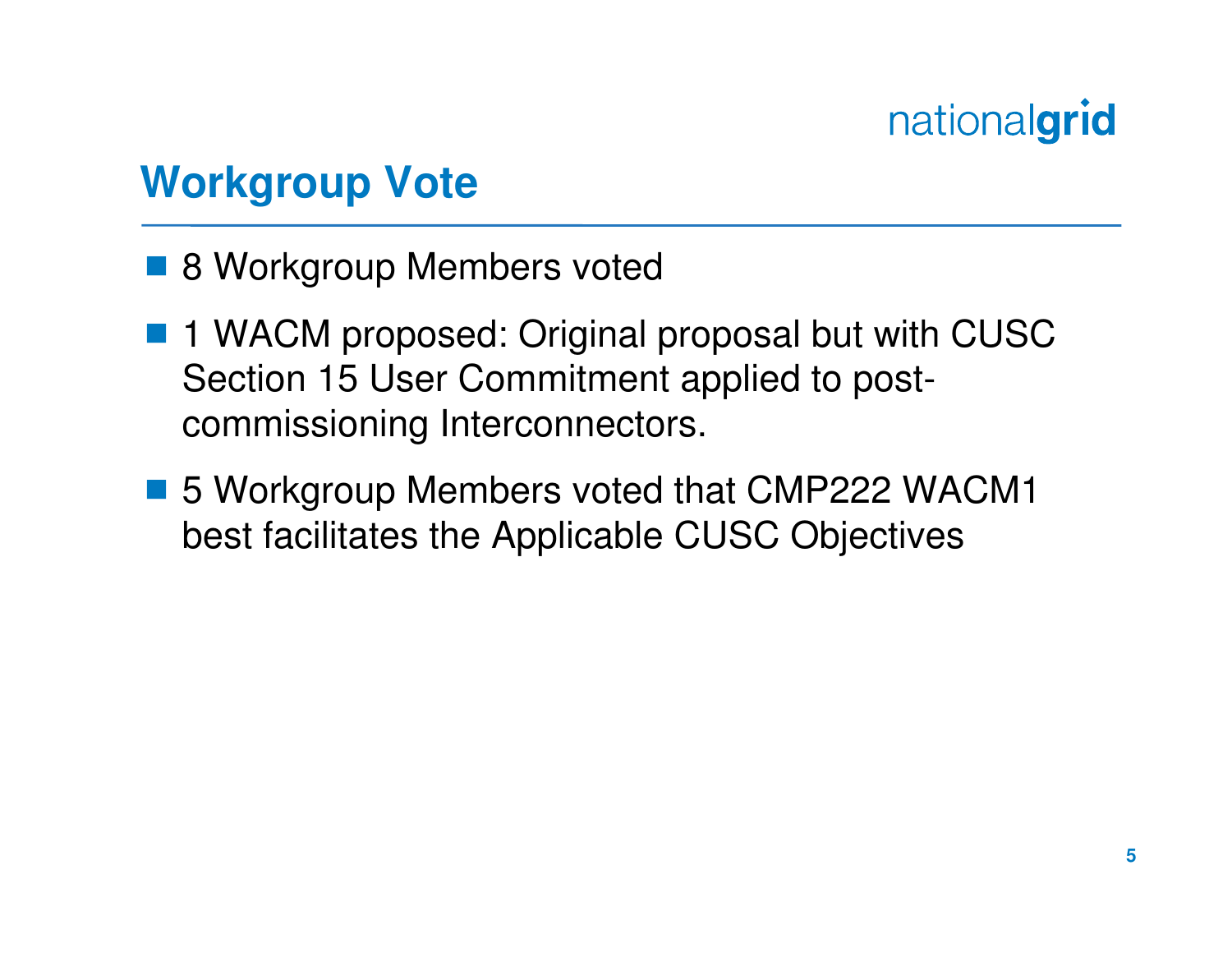## Workgroup Vote

- 8 Workgroup Members voted
- 1 WACM proposed: Original proposal but with CUSC Section 15 User Commitment applied to post-commissioning Interconnectors.
- 5 Workgroup Members voted that CMP222 WACM1 best facilitates the Applicable CUSC Objectives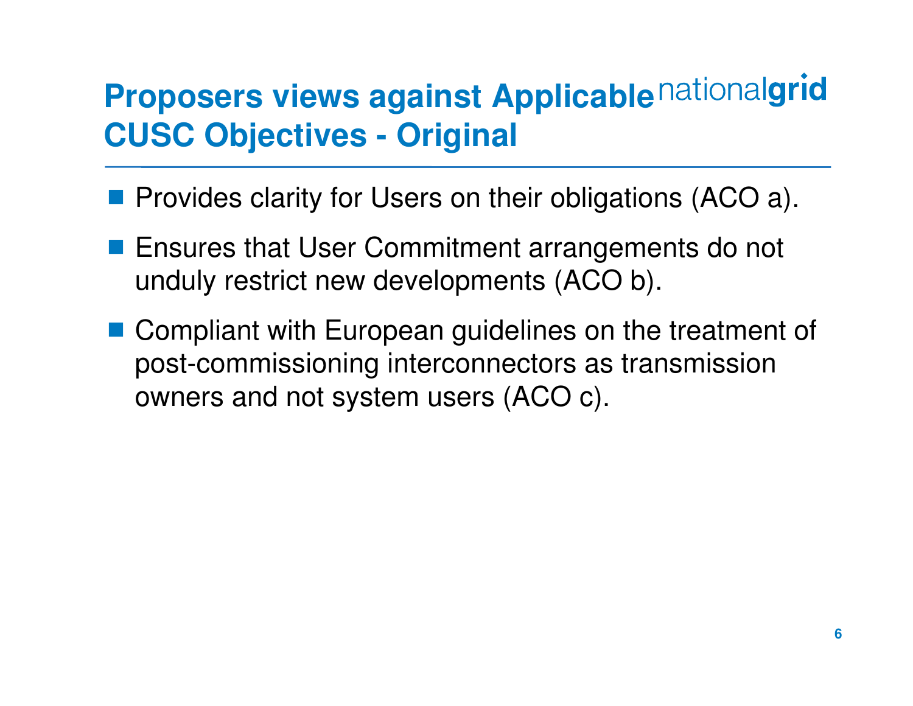# Proposers views against Applicable CUSC Objectives - Original

- Provides clarity for Users on their obligations (ACO a).
- Ensures that User Commitment arrangements do not unduly restrict new developments (ACO b).
- Compliant with European guidelines on the treatment of post-commissioning interconnectors as transmission owners and not system users (ACO c).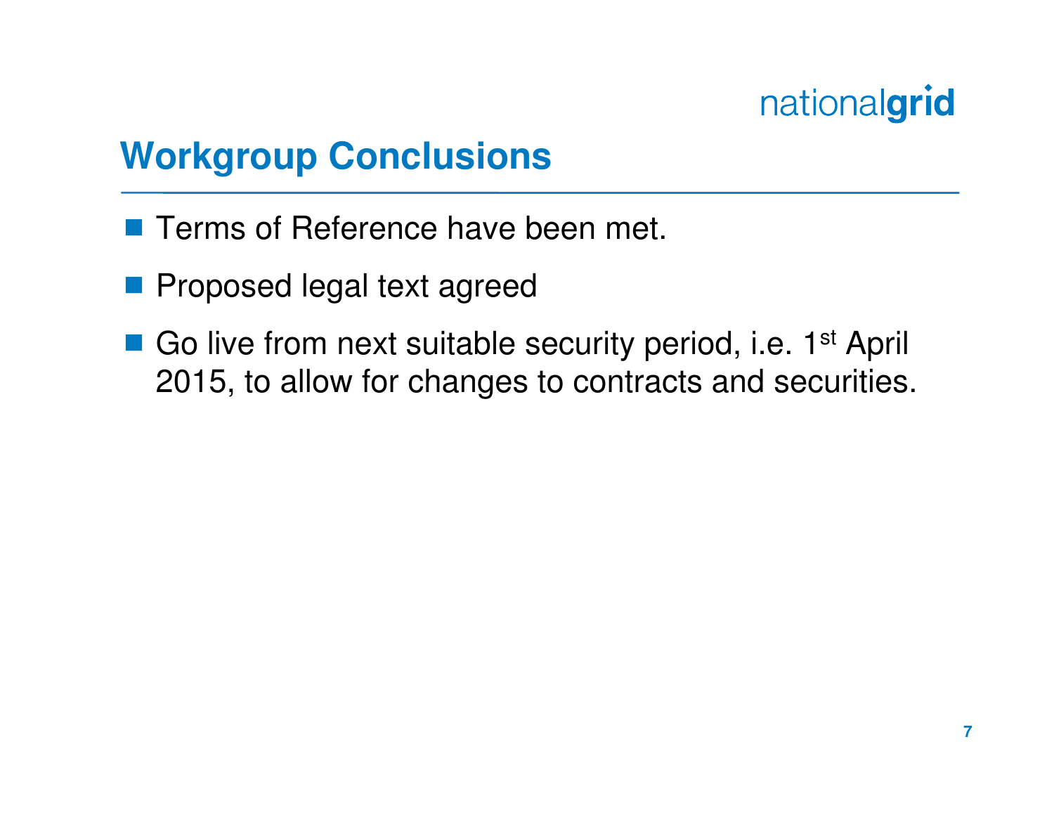# Workgroup Conclusions

- Terms of Reference have been met.
- Proposed legal text agreed
- Go live from next suitable security period, i.e. 1st April 2015, to allow for changes to contracts and securities.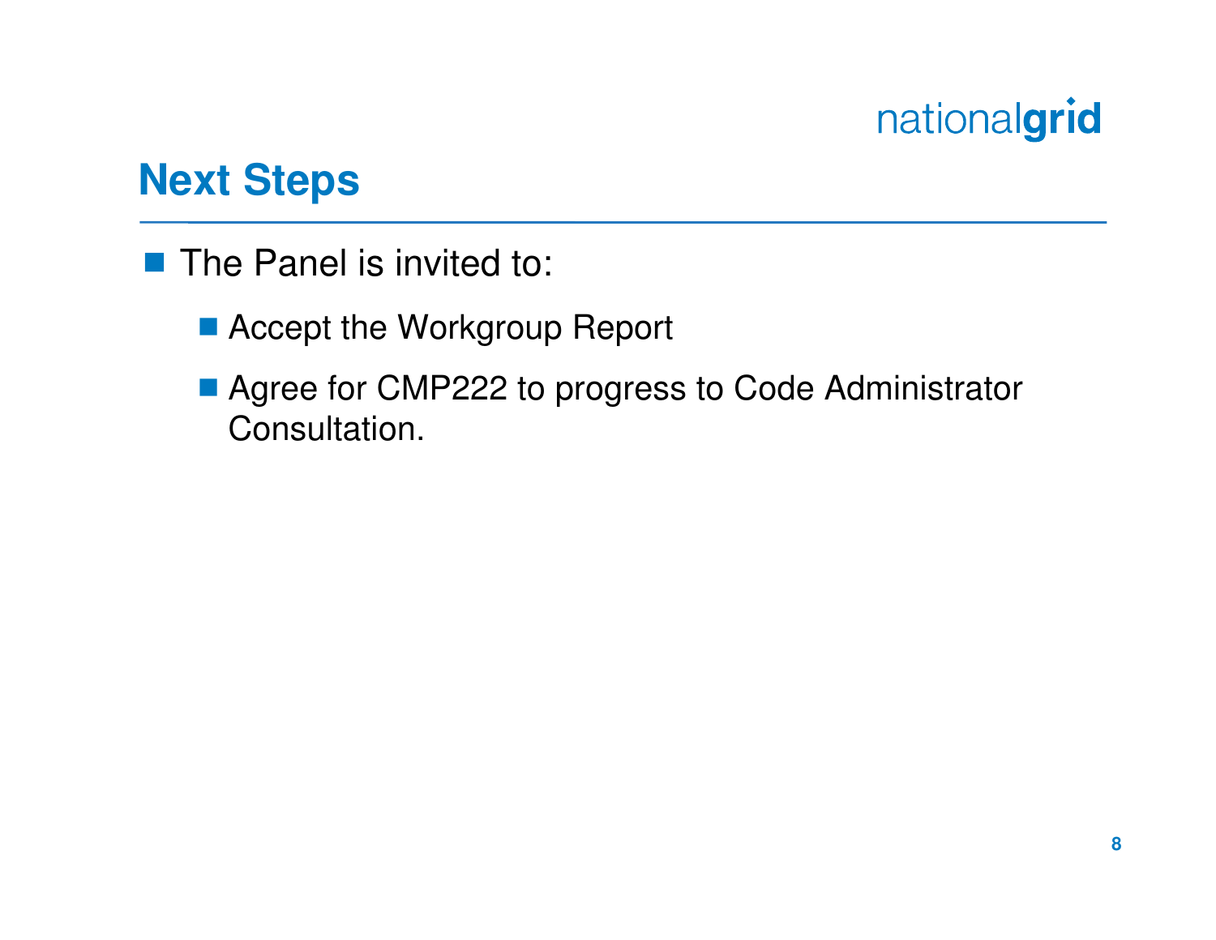## Next Steps

- The Panel is invited to:
  - Accept the Workgroup Report
  - Agree for CMP222 to progress to Code Administrator Consultation.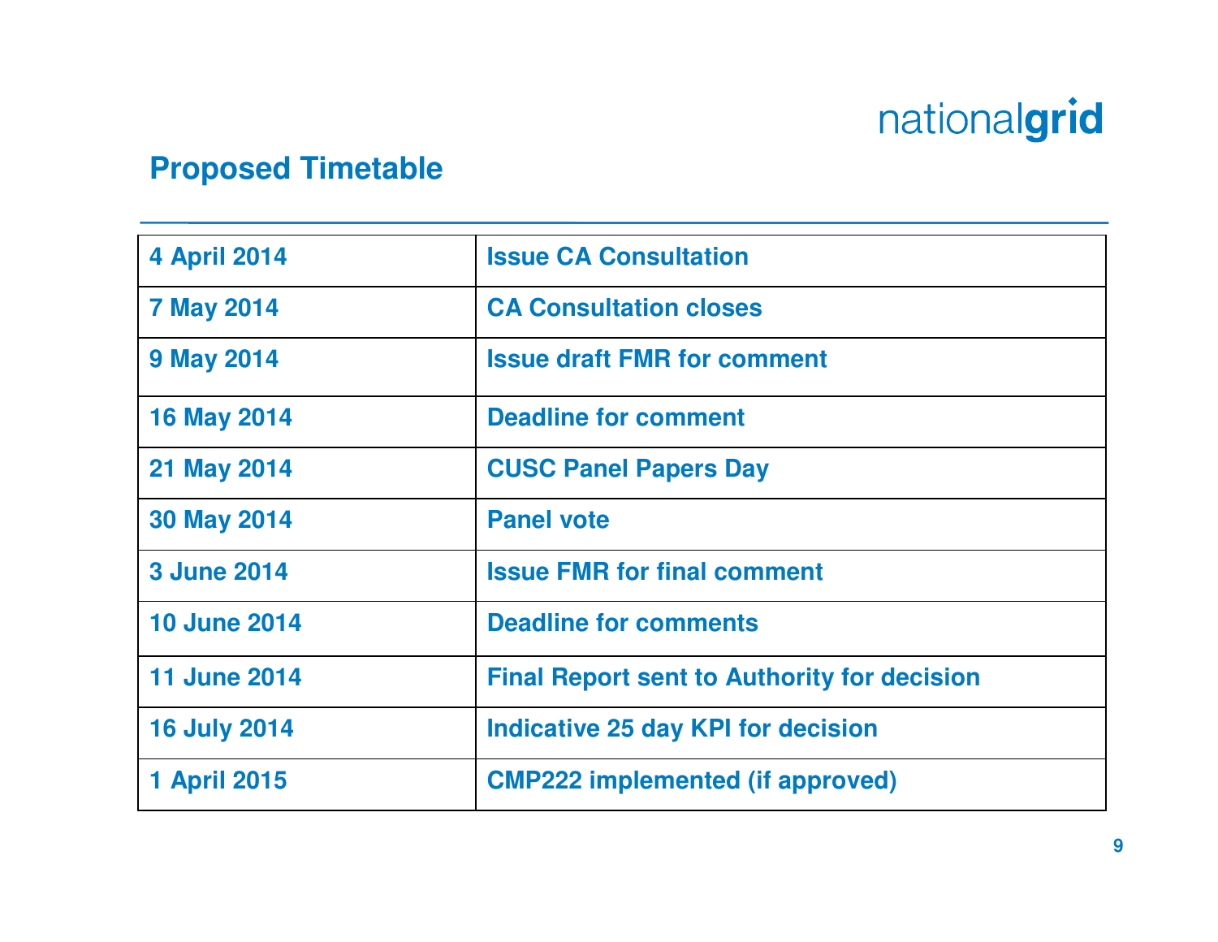## Proposed Timetable

| | |
|---|---|
| 4 April 2014 | Issue CA Consultation |
| 7 May 2014 | CA Consultation closes |
| 9 May 2014 | Issue draft FMR for comment |
| 16 May 2014 | Deadline for comment |
| 21 May 2014 | CUSC Panel Papers Day |
| 30 May 2014 | Panel vote |
| 3 June 2014 | Issue FMR for final comment |
| 10 June 2014 | Deadline for comments |
| 11 June 2014 | Final Report sent to Authority for decision |
| 16 July 2014 | Indicative 25 day KPI for decision |
| 1 April 2015 | CMP222 implemented (if approved) |